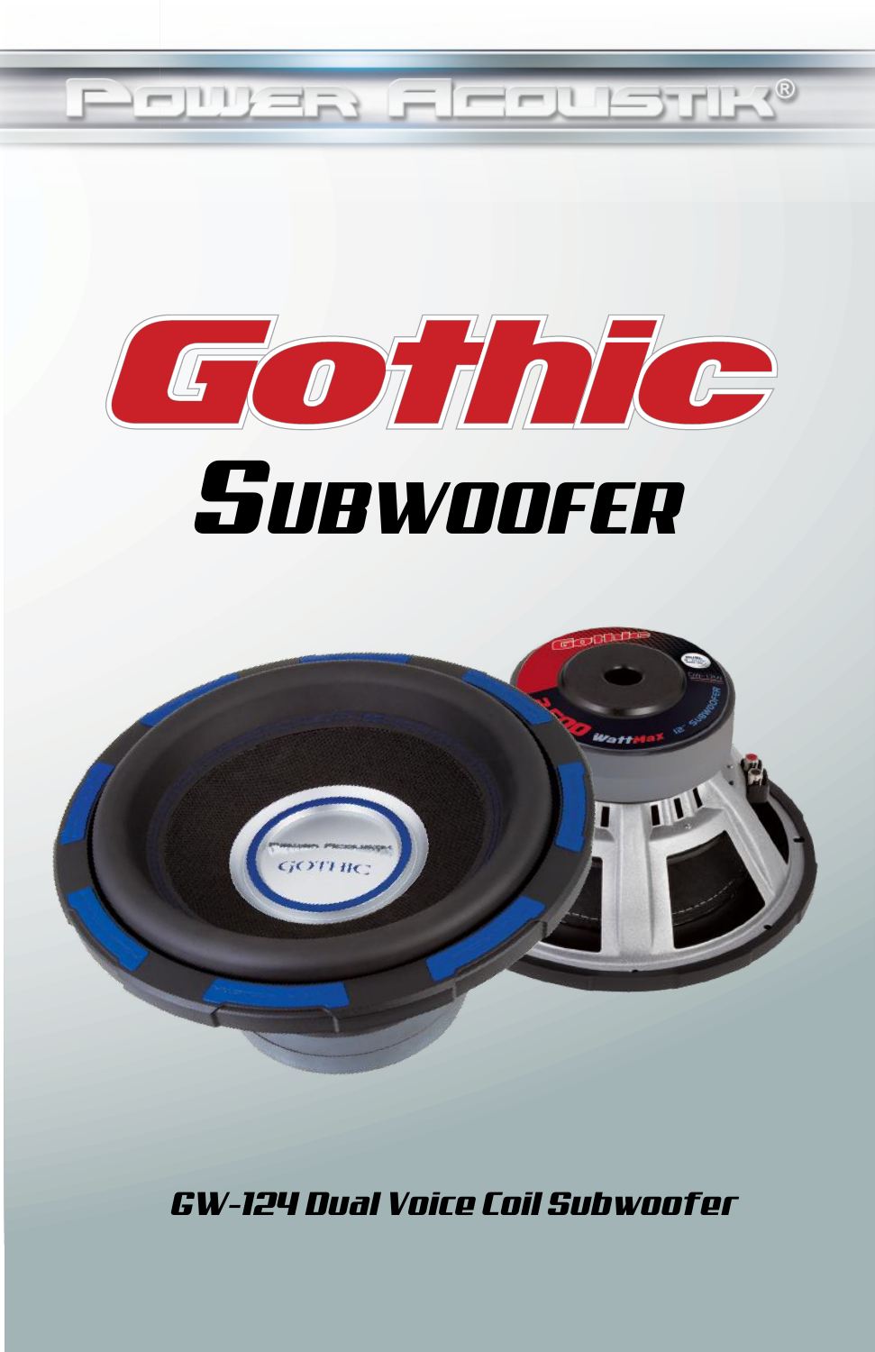# Power Acoustik®

# Gothic

## Subwoofer

*GW-124 Dual Voice Coil Subwoofer*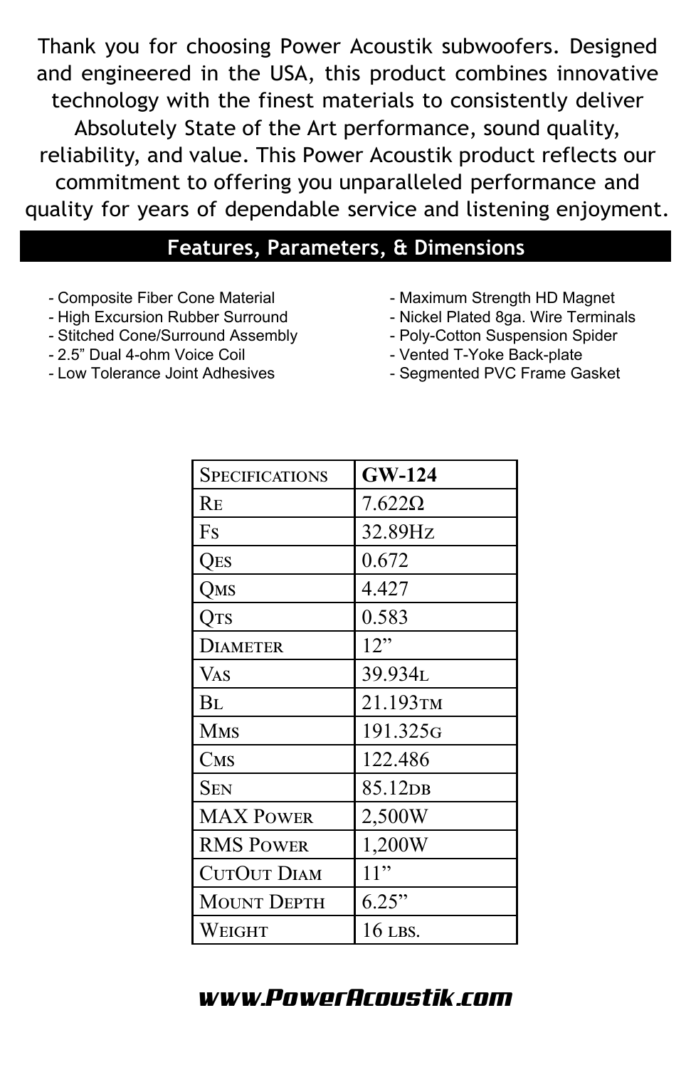Thank you for choosing Power Acoustik subwoofers. Designed and engineered in the USA, this product combines innovative technology with the finest materials to consistently deliver Absolutely State of the Art performance, sound quality, reliability, and value. This Power Acoustik product reflects our commitment to offering you unparalleled performance and quality for years of dependable service and listening enjoyment.

## Features, Parameters, & Dimensions

- Composite Fiber Cone Material
- High Excursion Rubber Surround
- Stitched Cone/Surround Assembly
- 2.5" Dual 4-ohm Voice Coil
- Low Tolerance Joint Adhesives
- Maximum Strength HD Magnet
- Nickel Plated 8ga. Wire Terminals
- Poly-Cotton Suspension Spider
- Vented T-Yoke Back-plate
- Segmented PVC Frame Gasket

| Specifications | GW-124 |
| --- | --- |
| Re | 7.622Ω |
| Fs | 32.89Hz |
| Qes | 0.672 |
| Qms | 4.427 |
| Qts | 0.583 |
| Diameter | 12" |
| Vas | 39.934L |
| Bl | 21.193TM |
| Mms | 191.325G |
| Cms | 122.486 |
| Sen | 85.12dB |
| MAX Power | 2,500W |
| RMS Power | 1,200W |
| CutOut Diam | 11" |
| Mount Depth | 6.25" |
| Weight | 16 lbs. |

***www.PowerAcoustik.com***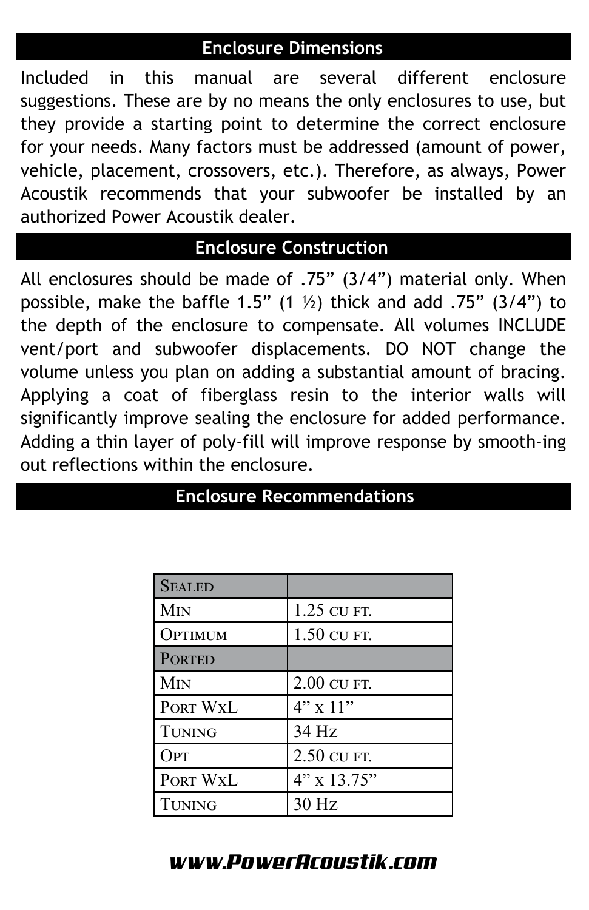## Enclosure Dimensions

Included in this manual are several different enclosure suggestions. These are by no means the only enclosures to use, but they provide a starting point to determine the correct enclosure for your needs. Many factors must be addressed (amount of power, vehicle, placement, crossovers, etc.). Therefore, as always, Power Acoustik recommends that your subwoofer be installed by an authorized Power Acoustik dealer.

## Enclosure Construction

All enclosures should be made of .75” (3/4”) material only. When possible, make the baffle 1.5” (1 ½) thick and add .75” (3/4”) to the depth of the enclosure to compensate. All volumes INCLUDE vent/port and subwoofer displacements. DO NOT change the volume unless you plan on adding a substantial amount of bracing. Applying a coat of fiberglass resin to the interior walls will significantly improve sealing the enclosure for added performance. Adding a thin layer of poly-fill will improve response by smooth-ing out reflections within the enclosure.

## Enclosure Recommendations

| Sealed | |
|---|---|
| Min | 1.25 cu ft. |
| Optimum | 1.50 cu ft. |
| **Ported** | |
| Min | 2.00 cu ft. |
| Port WxL | 4” x 11” |
| Tuning | 34 Hz |
| Opt | 2.50 cu ft. |
| Port WxL | 4” x 13.75” |
| Tuning | 30 Hz |

***www.PowerAcoustik.com***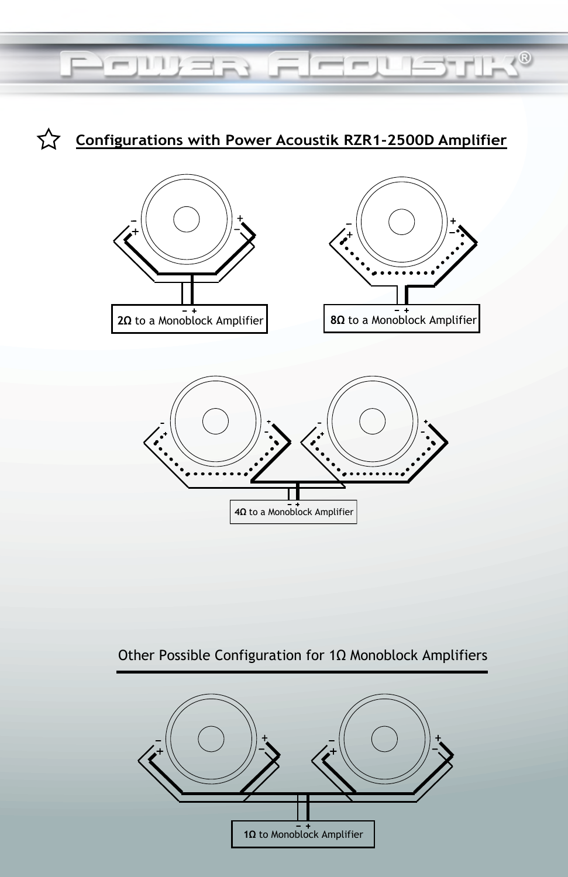## Configurations with Power Acoustik RZR1-2500D Amplifier

2Ω to a Monoblock Amplifier

8Ω to a Monoblock Amplifier

4Ω to a Monoblock Amplifier

Other Possible Configuration for 1Ω Monoblock Amplifiers

1Ω to Monoblock Amplifier